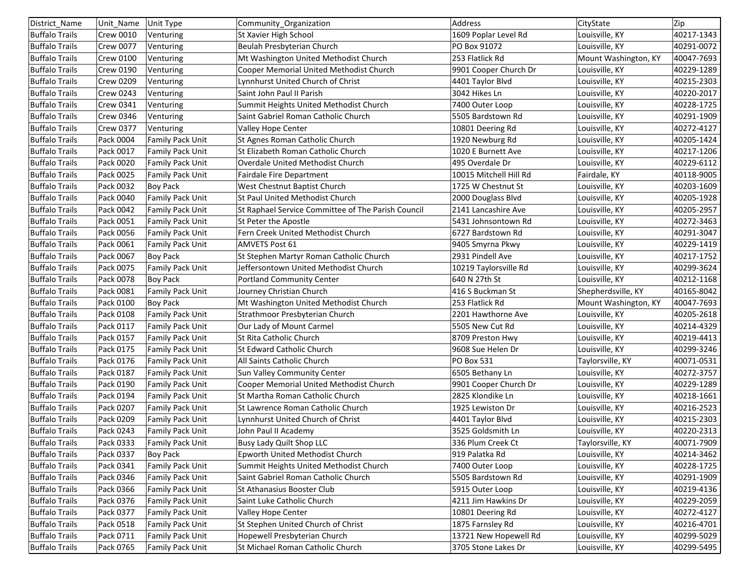| District_Name | Unit_Name | Unit Type | Community_Organization | Address | CityState | Zip |
|---|---|---|---|---|---|---|
| Buffalo Trails | Crew 0010 | Venturing | St Xavier High School | 1609 Poplar Level Rd | Louisville, KY | 40217-1343 |
| Buffalo Trails | Crew 0077 | Venturing | Beulah Presbyterian Church | PO Box 91072 | Louisville, KY | 40291-0072 |
| Buffalo Trails | Crew 0100 | Venturing | Mt Washington United Methodist Church | 253 Flatlick Rd | Mount Washington, KY | 40047-7693 |
| Buffalo Trails | Crew 0190 | Venturing | Cooper Memorial United Methodist Church | 9901 Cooper Church Dr | Louisville, KY | 40229-1289 |
| Buffalo Trails | Crew 0209 | Venturing | Lynnhurst United Church of Christ | 4401 Taylor Blvd | Louisville, KY | 40215-2303 |
| Buffalo Trails | Crew 0243 | Venturing | Saint John Paul II Parish | 3042 Hikes Ln | Louisville, KY | 40220-2017 |
| Buffalo Trails | Crew 0341 | Venturing | Summit Heights United Methodist Church | 7400 Outer Loop | Louisville, KY | 40228-1725 |
| Buffalo Trails | Crew 0346 | Venturing | Saint Gabriel Roman Catholic Church | 5505 Bardstown Rd | Louisville, KY | 40291-1909 |
| Buffalo Trails | Crew 0377 | Venturing | Valley Hope Center | 10801 Deering Rd | Louisville, KY | 40272-4127 |
| Buffalo Trails | Pack 0004 | Family Pack Unit | St Agnes Roman Catholic Church | 1920 Newburg Rd | Louisville, KY | 40205-1424 |
| Buffalo Trails | Pack 0017 | Family Pack Unit | St Elizabeth Roman Catholic Church | 1020 E Burnett Ave | Louisville, KY | 40217-1206 |
| Buffalo Trails | Pack 0020 | Family Pack Unit | Overdale United Methodist Church | 495 Overdale Dr | Louisville, KY | 40229-6112 |
| Buffalo Trails | Pack 0025 | Family Pack Unit | Fairdale Fire Department | 10015 Mitchell Hill Rd | Fairdale, KY | 40118-9005 |
| Buffalo Trails | Pack 0032 | Boy Pack | West Chestnut Baptist Church | 1725 W Chestnut St | Louisville, KY | 40203-1609 |
| Buffalo Trails | Pack 0040 | Family Pack Unit | St Paul United Methodist Church | 2000 Douglass Blvd | Louisville, KY | 40205-1928 |
| Buffalo Trails | Pack 0042 | Family Pack Unit | St Raphael Service Committee of The Parish Council | 2141 Lancashire Ave | Louisville, KY | 40205-2957 |
| Buffalo Trails | Pack 0051 | Family Pack Unit | St Peter the Apostle | 5431 Johnsontown Rd | Louisville, KY | 40272-3463 |
| Buffalo Trails | Pack 0056 | Family Pack Unit | Fern Creek United Methodist Church | 6727 Bardstown Rd | Louisville, KY | 40291-3047 |
| Buffalo Trails | Pack 0061 | Family Pack Unit | AMVETS Post 61 | 9405 Smyrna Pkwy | Louisville, KY | 40229-1419 |
| Buffalo Trails | Pack 0067 | Boy Pack | St Stephen Martyr Roman Catholic Church | 2931 Pindell Ave | Louisville, KY | 40217-1752 |
| Buffalo Trails | Pack 0075 | Family Pack Unit | Jeffersontown United Methodist Church | 10219 Taylorsville Rd | Louisville, KY | 40299-3624 |
| Buffalo Trails | Pack 0078 | Boy Pack | Portland Community Center | 640 N 27th St | Louisville, KY | 40212-1168 |
| Buffalo Trails | Pack 0081 | Family Pack Unit | Journey Christian Church | 416 S Buckman St | Shepherdsville, KY | 40165-8042 |
| Buffalo Trails | Pack 0100 | Boy Pack | Mt Washington United Methodist Church | 253 Flatlick Rd | Mount Washington, KY | 40047-7693 |
| Buffalo Trails | Pack 0108 | Family Pack Unit | Strathmoor Presbyterian Church | 2201 Hawthorne Ave | Louisville, KY | 40205-2618 |
| Buffalo Trails | Pack 0117 | Family Pack Unit | Our Lady of Mount Carmel | 5505 New Cut Rd | Louisville, KY | 40214-4329 |
| Buffalo Trails | Pack 0157 | Family Pack Unit | St Rita Catholic Church | 8709 Preston Hwy | Louisville, KY | 40219-4413 |
| Buffalo Trails | Pack 0175 | Family Pack Unit | St Edward Catholic Church | 9608 Sue Helen Dr | Louisville, KY | 40299-3246 |
| Buffalo Trails | Pack 0176 | Family Pack Unit | All Saints Catholic Church | PO Box 531 | Taylorsville, KY | 40071-0531 |
| Buffalo Trails | Pack 0187 | Family Pack Unit | Sun Valley Community Center | 6505 Bethany Ln | Louisville, KY | 40272-3757 |
| Buffalo Trails | Pack 0190 | Family Pack Unit | Cooper Memorial United Methodist Church | 9901 Cooper Church Dr | Louisville, KY | 40229-1289 |
| Buffalo Trails | Pack 0194 | Family Pack Unit | St Martha Roman Catholic Church | 2825 Klondike Ln | Louisville, KY | 40218-1661 |
| Buffalo Trails | Pack 0207 | Family Pack Unit | St Lawrence Roman Catholic Church | 1925 Lewiston Dr | Louisville, KY | 40216-2523 |
| Buffalo Trails | Pack 0209 | Family Pack Unit | Lynnhurst United Church of Christ | 4401 Taylor Blvd | Louisville, KY | 40215-2303 |
| Buffalo Trails | Pack 0243 | Family Pack Unit | John Paul II Academy | 3525 Goldsmith Ln | Louisville, KY | 40220-2313 |
| Buffalo Trails | Pack 0333 | Family Pack Unit | Busy Lady Quilt Shop LLC | 336 Plum Creek Ct | Taylorsville, KY | 40071-7909 |
| Buffalo Trails | Pack 0337 | Boy Pack | Epworth United Methodist Church | 919 Palatka Rd | Louisville, KY | 40214-3462 |
| Buffalo Trails | Pack 0341 | Family Pack Unit | Summit Heights United Methodist Church | 7400 Outer Loop | Louisville, KY | 40228-1725 |
| Buffalo Trails | Pack 0346 | Family Pack Unit | Saint Gabriel Roman Catholic Church | 5505 Bardstown Rd | Louisville, KY | 40291-1909 |
| Buffalo Trails | Pack 0366 | Family Pack Unit | St Athanasius Booster Club | 5915 Outer Loop | Louisville, KY | 40219-4136 |
| Buffalo Trails | Pack 0376 | Family Pack Unit | Saint Luke Catholic Church | 4211 Jim Hawkins Dr | Louisville, KY | 40229-2059 |
| Buffalo Trails | Pack 0377 | Family Pack Unit | Valley Hope Center | 10801 Deering Rd | Louisville, KY | 40272-4127 |
| Buffalo Trails | Pack 0518 | Family Pack Unit | St Stephen United Church of Christ | 1875 Farnsley Rd | Louisville, KY | 40216-4701 |
| Buffalo Trails | Pack 0711 | Family Pack Unit | Hopewell Presbyterian Church | 13721 New Hopewell Rd | Louisville, KY | 40299-5029 |
| Buffalo Trails | Pack 0765 | Family Pack Unit | St Michael Roman Catholic Church | 3705 Stone Lakes Dr | Louisville, KY | 40299-5495 |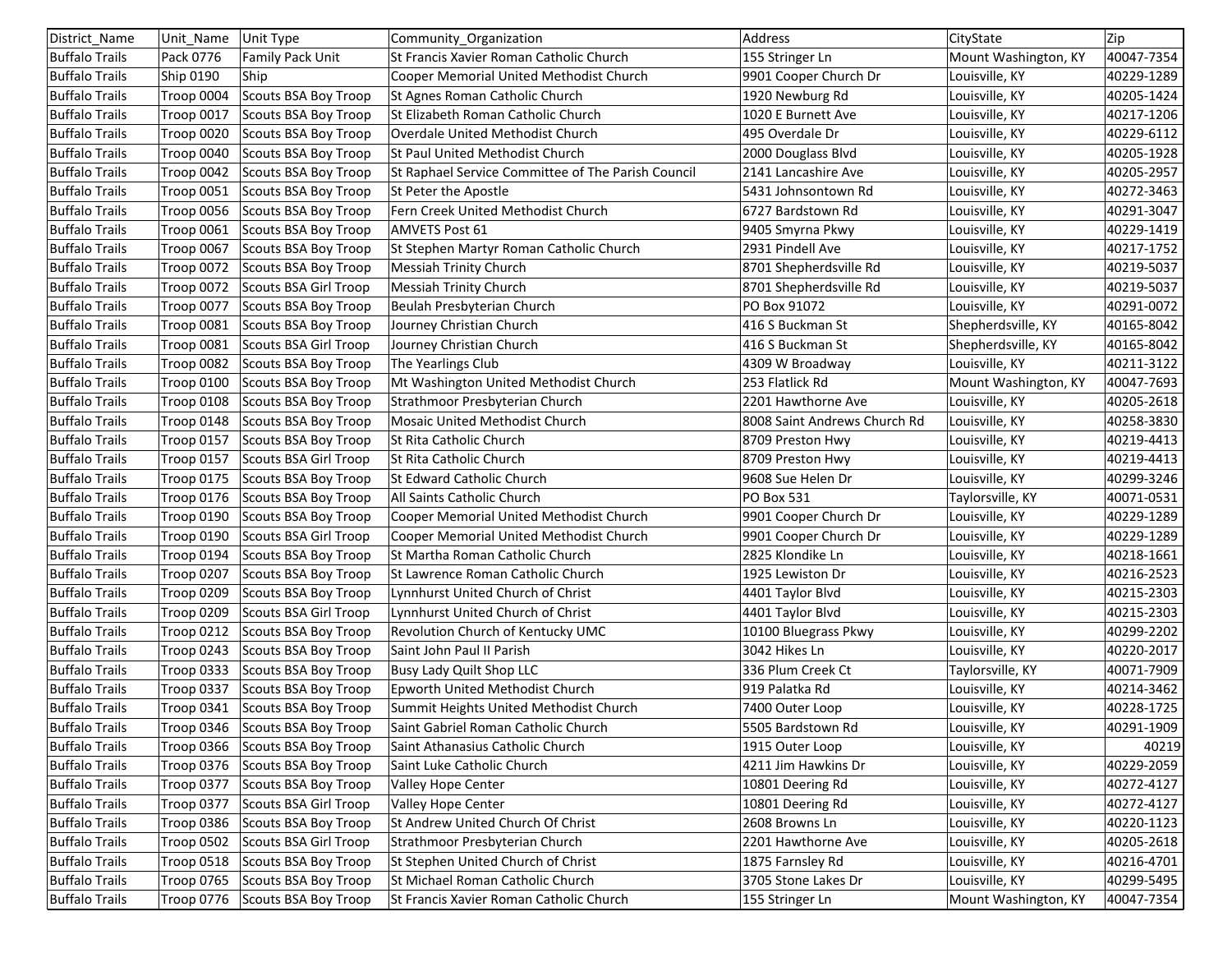| District_Name | Unit_Name | Unit Type | Community_Organization | Address | CityState | Zip |
|---|---|---|---|---|---|---|
| Buffalo Trails | Pack 0776 | Family Pack Unit | St Francis Xavier Roman Catholic Church | 155 Stringer Ln | Mount Washington, KY | 40047-7354 |
| Buffalo Trails | Ship 0190 | Ship | Cooper Memorial United Methodist Church | 9901 Cooper Church Dr | Louisville, KY | 40229-1289 |
| Buffalo Trails | Troop 0004 | Scouts BSA Boy Troop | St Agnes Roman Catholic Church | 1920 Newburg Rd | Louisville, KY | 40205-1424 |
| Buffalo Trails | Troop 0017 | Scouts BSA Boy Troop | St Elizabeth Roman Catholic Church | 1020 E Burnett Ave | Louisville, KY | 40217-1206 |
| Buffalo Trails | Troop 0020 | Scouts BSA Boy Troop | Overdale United Methodist Church | 495 Overdale Dr | Louisville, KY | 40229-6112 |
| Buffalo Trails | Troop 0040 | Scouts BSA Boy Troop | St Paul United Methodist Church | 2000 Douglass Blvd | Louisville, KY | 40205-1928 |
| Buffalo Trails | Troop 0042 | Scouts BSA Boy Troop | St Raphael Service Committee of The Parish Council | 2141 Lancashire Ave | Louisville, KY | 40205-2957 |
| Buffalo Trails | Troop 0051 | Scouts BSA Boy Troop | St Peter the Apostle | 5431 Johnsontown Rd | Louisville, KY | 40272-3463 |
| Buffalo Trails | Troop 0056 | Scouts BSA Boy Troop | Fern Creek United Methodist Church | 6727 Bardstown Rd | Louisville, KY | 40291-3047 |
| Buffalo Trails | Troop 0061 | Scouts BSA Boy Troop | AMVETS Post 61 | 9405 Smyrna Pkwy | Louisville, KY | 40229-1419 |
| Buffalo Trails | Troop 0067 | Scouts BSA Boy Troop | St Stephen Martyr Roman Catholic Church | 2931 Pindell Ave | Louisville, KY | 40217-1752 |
| Buffalo Trails | Troop 0072 | Scouts BSA Boy Troop | Messiah Trinity Church | 8701 Shepherdsville Rd | Louisville, KY | 40219-5037 |
| Buffalo Trails | Troop 0072 | Scouts BSA Girl Troop | Messiah Trinity Church | 8701 Shepherdsville Rd | Louisville, KY | 40219-5037 |
| Buffalo Trails | Troop 0077 | Scouts BSA Boy Troop | Beulah Presbyterian Church | PO Box 91072 | Louisville, KY | 40291-0072 |
| Buffalo Trails | Troop 0081 | Scouts BSA Boy Troop | Journey Christian Church | 416 S Buckman St | Shepherdsville, KY | 40165-8042 |
| Buffalo Trails | Troop 0081 | Scouts BSA Girl Troop | Journey Christian Church | 416 S Buckman St | Shepherdsville, KY | 40165-8042 |
| Buffalo Trails | Troop 0082 | Scouts BSA Boy Troop | The Yearlings Club | 4309 W Broadway | Louisville, KY | 40211-3122 |
| Buffalo Trails | Troop 0100 | Scouts BSA Boy Troop | Mt Washington United Methodist Church | 253 Flatlick Rd | Mount Washington, KY | 40047-7693 |
| Buffalo Trails | Troop 0108 | Scouts BSA Boy Troop | Strathmoor Presbyterian Church | 2201 Hawthorne Ave | Louisville, KY | 40205-2618 |
| Buffalo Trails | Troop 0148 | Scouts BSA Boy Troop | Mosaic United Methodist Church | 8008 Saint Andrews Church Rd | Louisville, KY | 40258-3830 |
| Buffalo Trails | Troop 0157 | Scouts BSA Boy Troop | St Rita Catholic Church | 8709 Preston Hwy | Louisville, KY | 40219-4413 |
| Buffalo Trails | Troop 0157 | Scouts BSA Girl Troop | St Rita Catholic Church | 8709 Preston Hwy | Louisville, KY | 40219-4413 |
| Buffalo Trails | Troop 0175 | Scouts BSA Boy Troop | St Edward Catholic Church | 9608 Sue Helen Dr | Louisville, KY | 40299-3246 |
| Buffalo Trails | Troop 0176 | Scouts BSA Boy Troop | All Saints Catholic Church | PO Box 531 | Taylorsville, KY | 40071-0531 |
| Buffalo Trails | Troop 0190 | Scouts BSA Boy Troop | Cooper Memorial United Methodist Church | 9901 Cooper Church Dr | Louisville, KY | 40229-1289 |
| Buffalo Trails | Troop 0190 | Scouts BSA Girl Troop | Cooper Memorial United Methodist Church | 9901 Cooper Church Dr | Louisville, KY | 40229-1289 |
| Buffalo Trails | Troop 0194 | Scouts BSA Boy Troop | St Martha Roman Catholic Church | 2825 Klondike Ln | Louisville, KY | 40218-1661 |
| Buffalo Trails | Troop 0207 | Scouts BSA Boy Troop | St Lawrence Roman Catholic Church | 1925 Lewiston Dr | Louisville, KY | 40216-2523 |
| Buffalo Trails | Troop 0209 | Scouts BSA Boy Troop | Lynnhurst United Church of Christ | 4401 Taylor Blvd | Louisville, KY | 40215-2303 |
| Buffalo Trails | Troop 0209 | Scouts BSA Girl Troop | Lynnhurst United Church of Christ | 4401 Taylor Blvd | Louisville, KY | 40215-2303 |
| Buffalo Trails | Troop 0212 | Scouts BSA Boy Troop | Revolution Church of Kentucky UMC | 10100 Bluegrass Pkwy | Louisville, KY | 40299-2202 |
| Buffalo Trails | Troop 0243 | Scouts BSA Boy Troop | Saint John Paul II Parish | 3042 Hikes Ln | Louisville, KY | 40220-2017 |
| Buffalo Trails | Troop 0333 | Scouts BSA Boy Troop | Busy Lady Quilt Shop LLC | 336 Plum Creek Ct | Taylorsville, KY | 40071-7909 |
| Buffalo Trails | Troop 0337 | Scouts BSA Boy Troop | Epworth United Methodist Church | 919 Palatka Rd | Louisville, KY | 40214-3462 |
| Buffalo Trails | Troop 0341 | Scouts BSA Boy Troop | Summit Heights United Methodist Church | 7400 Outer Loop | Louisville, KY | 40228-1725 |
| Buffalo Trails | Troop 0346 | Scouts BSA Boy Troop | Saint Gabriel Roman Catholic Church | 5505 Bardstown Rd | Louisville, KY | 40291-1909 |
| Buffalo Trails | Troop 0366 | Scouts BSA Boy Troop | Saint Athanasius Catholic Church | 1915 Outer Loop | Louisville, KY | 40219 |
| Buffalo Trails | Troop 0376 | Scouts BSA Boy Troop | Saint Luke Catholic Church | 4211 Jim Hawkins Dr | Louisville, KY | 40229-2059 |
| Buffalo Trails | Troop 0377 | Scouts BSA Boy Troop | Valley Hope Center | 10801 Deering Rd | Louisville, KY | 40272-4127 |
| Buffalo Trails | Troop 0377 | Scouts BSA Girl Troop | Valley Hope Center | 10801 Deering Rd | Louisville, KY | 40272-4127 |
| Buffalo Trails | Troop 0386 | Scouts BSA Boy Troop | St Andrew United Church Of Christ | 2608 Browns Ln | Louisville, KY | 40220-1123 |
| Buffalo Trails | Troop 0502 | Scouts BSA Girl Troop | Strathmoor Presbyterian Church | 2201 Hawthorne Ave | Louisville, KY | 40205-2618 |
| Buffalo Trails | Troop 0518 | Scouts BSA Boy Troop | St Stephen United Church of Christ | 1875 Farnsley Rd | Louisville, KY | 40216-4701 |
| Buffalo Trails | Troop 0765 | Scouts BSA Boy Troop | St Michael Roman Catholic Church | 3705 Stone Lakes Dr | Louisville, KY | 40299-5495 |
| Buffalo Trails | Troop 0776 | Scouts BSA Boy Troop | St Francis Xavier Roman Catholic Church | 155 Stringer Ln | Mount Washington, KY | 40047-7354 |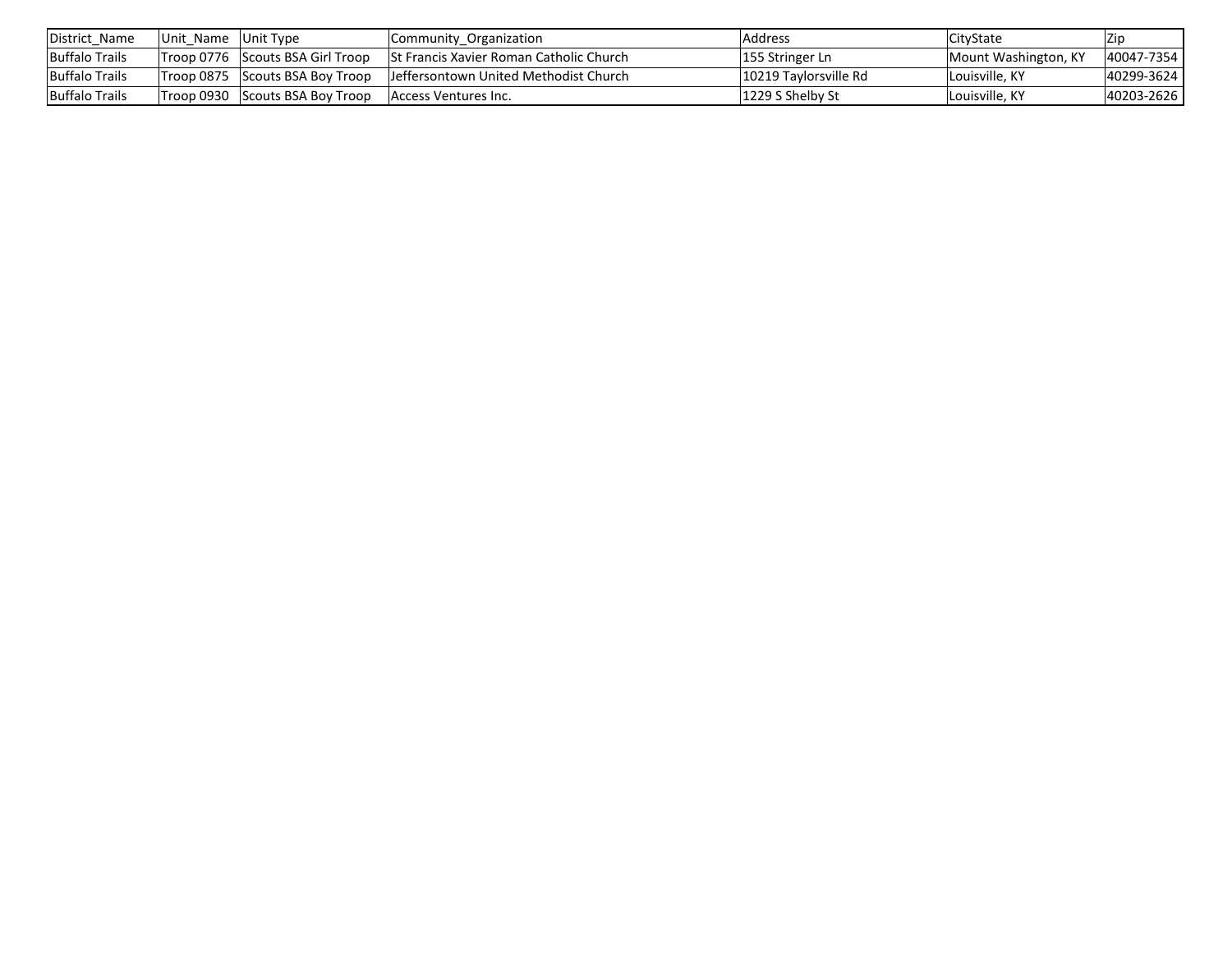| District_Name | Unit_Name | Unit Type | Community_Organization | Address | CityState | Zip |
| --- | --- | --- | --- | --- | --- | --- |
| Buffalo Trails | Troop 0776 | Scouts BSA Girl Troop | St Francis Xavier Roman Catholic Church | 155 Stringer Ln | Mount Washington, KY | 40047-7354 |
| Buffalo Trails | Troop 0875 | Scouts BSA Boy Troop | Jeffersontown United Methodist Church | 10219 Taylorsville Rd | Louisville, KY | 40299-3624 |
| Buffalo Trails | Troop 0930 | Scouts BSA Boy Troop | Access Ventures Inc. | 1229 S Shelby St | Louisville, KY | 40203-2626 |